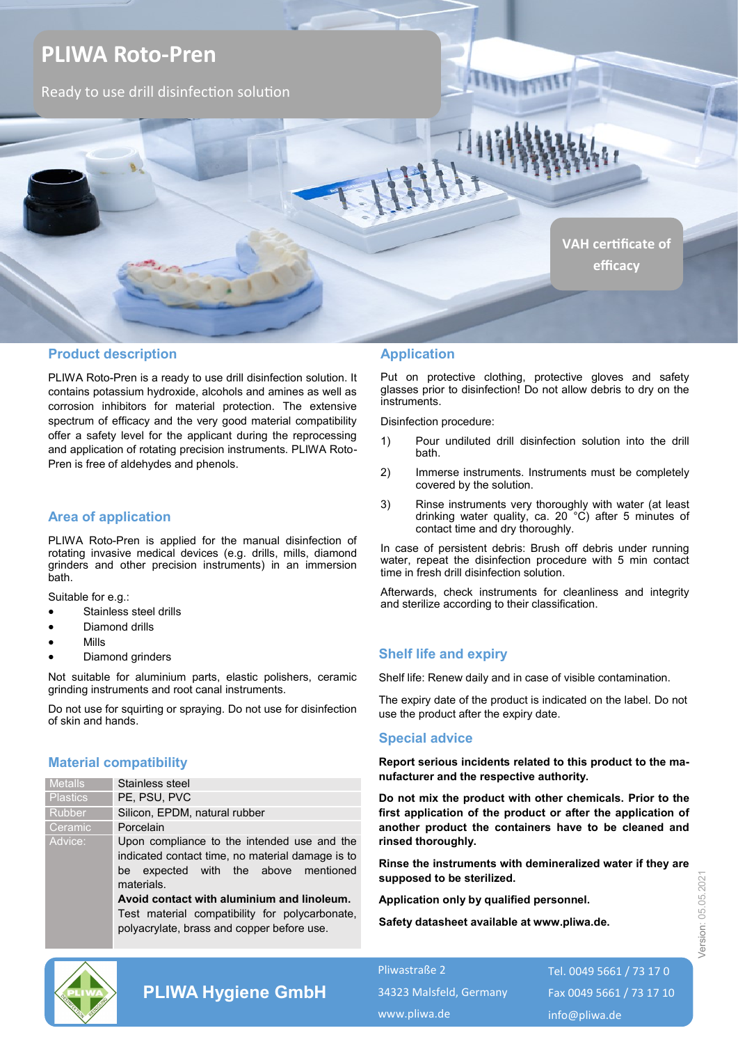# PLIWA Roto-Pren

Ready to use drill disinfection solution

VAH certificate of efficacy

## Product description

PLIWA Roto-Pren is a ready to use drill disinfection solution. It contains potassium hydroxide, alcohols and amines as well as corrosion inhibitors for material protection. The extensive spectrum of efficacy and the very good material compatibility offer a safety level for the applicant during the reprocessing and application of rotating precision instruments. PLIWA Roto-Pren is free of aldehydes and phenols.

## Area of application

PLIWA Roto-Pren is applied for the manual disinfection of rotating invasive medical devices (e.g. drills, mills, diamond grinders and other precision instruments) in an immersion bath.

Suitable for e.g.:

- Stainless steel drills
- Diamond drills
- Mills
- Diamond grinders

Not suitable for aluminium parts, elastic polishers, ceramic grinding instruments and root canal instruments.

Do not use for squirting or spraying. Do not use for disinfection of skin and hands.

## Material compatibility

| | |
|---|---|
| Metalls | Stainless steel |
| Plastics | PE, PSU, PVC |
| Rubber | Silicon, EPDM, natural rubber |
| Ceramic | Porcelain |
| Advice: | Upon compliance to the intended use and the indicated contact time, no material damage is to be expected with the above mentioned materials. **Avoid contact with aluminium and linoleum.** Test material compatibility for polycarbonate, polyacrylate, brass and copper before use. |

## Application

Put on protective clothing, protective gloves and safety glasses prior to disinfection! Do not allow debris to dry on the instruments.

Disinfection procedure:

1) Pour undiluted drill disinfection solution into the drill bath.
2) Immerse instruments. Instruments must be completely covered by the solution.
3) Rinse instruments very thoroughly with water (at least drinking water quality, ca. 20 °C) after 5 minutes of contact time and dry thoroughly.

In case of persistent debris: Brush off debris under running water, repeat the disinfection procedure with 5 min contact time in fresh drill disinfection solution.

Afterwards, check instruments for cleanliness and integrity and sterilize according to their classification.

## Shelf life and expiry

Shelf life: Renew daily and in case of visible contamination.

The expiry date of the product is indicated on the label. Do not use the product after the expiry date.

## Special advice

**Report serious incidents related to this product to the manufacturer and the respective authority.**

**Do not mix the product with other chemicals. Prior to the first application of the product or after the application of another product the containers have to be cleaned and rinsed thoroughly.**

**Rinse the instruments with demineralized water if they are supposed to be sterilized.**

**Application only by qualified personnel.**

**Safety datasheet available at www.pliwa.de.**

Version: 05.05.2021

**PLIWA Hygiene GmbH**

Pliwastraße 2
34323 Malsfeld, Germany
www.pliwa.de

Tel. 0049 5661 / 73 17 0
Fax 0049 5661 / 73 17 10
info@pliwa.de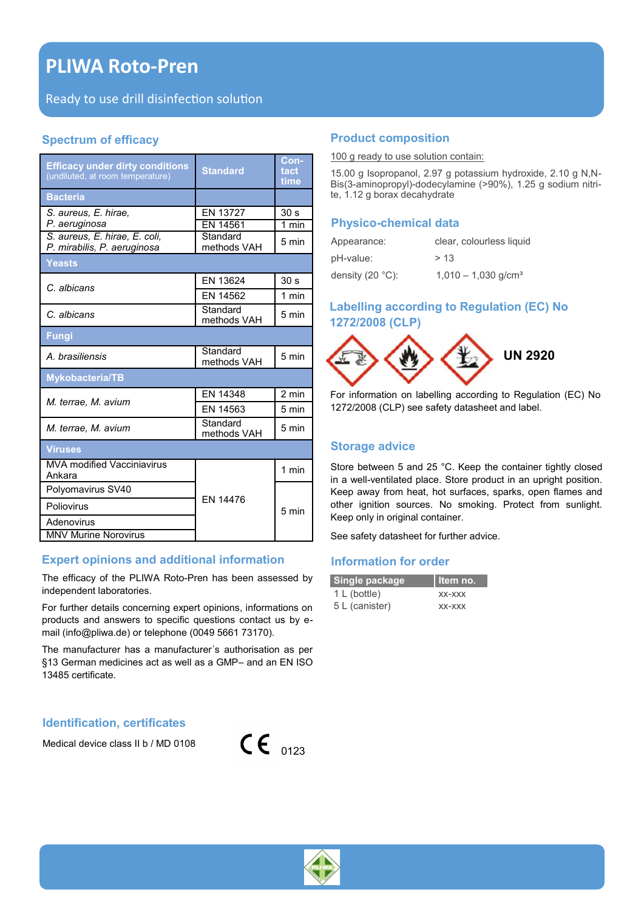# PLIWA Roto-Pren

Ready to use drill disinfection solution

## Spectrum of efficacy

| Efficacy under dirty conditions (undiluted, at room temperature) | Standard | Contact time |
|---|---|---|
| **Bacteria** | | |
| *S. aureus, E. hirae, P. aeruginosa* | EN 13727 | 30 s |
| | EN 14561 | 1 min |
| *S. aureus, E. hirae, E. coli, P. mirabilis, P. aeruginosa* | Standard methods VAH | 5 min |
| **Yeasts** | | |
| *C. albicans* | EN 13624 | 30 s |
| | EN 14562 | 1 min |
| *C. albicans* | Standard methods VAH | 5 min |
| **Fungi** | | |
| *A. brasiliensis* | Standard methods VAH | 5 min |
| **Mykobacteria/TB** | | |
| *M. terrae, M. avium* | EN 14348 | 2 min |
| | EN 14563 | 5 min |
| *M. terrae, M. avium* | Standard methods VAH | 5 min |
| **Viruses** | | |
| MVA modified Vacciniavirus Ankara | EN 14476 | 1 min |
| Polyomavirus SV40 | EN 14476 | 5 min |
| Poliovirus | EN 14476 | 5 min |
| Adenovirus | EN 14476 | 5 min |
| MNV Murine Norovirus | EN 14476 | 5 min |

## Expert opinions and additional information

The efficacy of the PLIWA Roto-Pren has been assessed by independent laboratories.

For further details concerning expert opinions, informations on products and answers to specific questions contact us by e-mail (info@pliwa.de) or telephone (0049 5661 73170).

The manufacturer has a manufacturer´s authorisation as per §13 German medicines act as well as a GMP– and an EN ISO 13485 certificate.

## Identification, certificates

Medical device class II b / MD 0108

CE 0123

## Product composition

100 g ready to use solution contain:

15.00 g Isopropanol, 2.97 g potassium hydroxide, 2.10 g N,N-Bis(3-aminopropyl)-dodecylamine (>90%), 1.25 g sodium nitrite, 1.12 g borax decahydrate

## Physico-chemical data

| | |
|---|---|
| Appearance: | clear, colourless liquid |
| pH-value: | > 13 |
| density (20 °C): | 1,010 – 1,030 g/cm³ |

## Labelling according to Regulation (EC) No 1272/2008 (CLP)

**UN 2920**

For information on labelling according to Regulation (EC) No 1272/2008 (CLP) see safety datasheet and label.

## Storage advice

Store between 5 and 25 °C. Keep the container tightly closed in a well-ventilated place. Store product in an upright position. Keep away from heat, hot surfaces, sparks, open flames and other ignition sources. No smoking. Protect from sunlight. Keep only in original container.

See safety datasheet for further advice.

## Information for order

| Single package | Item no. |
|---|---|
| 1 L (bottle) | xx-xxx |
| 5 L (canister) | xx-xxx |